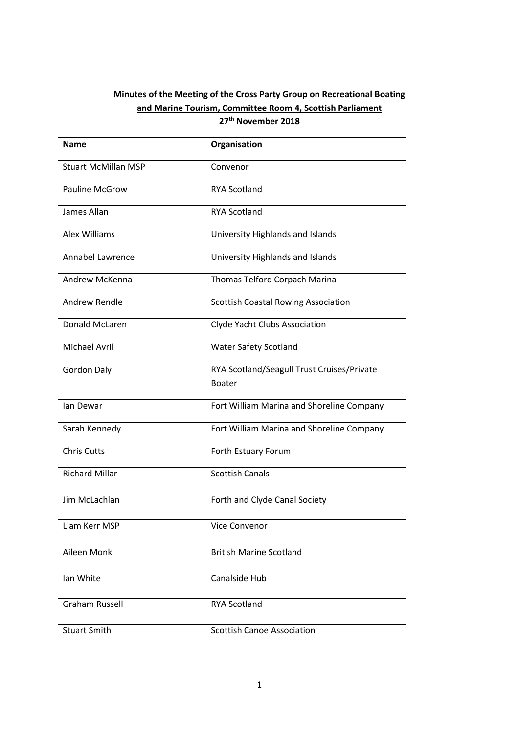**Minutes of the Meeting of the Cross Party Group on Recreational Boating and Marine Tourism, Committee Room 4, Scottish Parliament 27th November 2018**

| Name | Organisation |
|---|---|
| Stuart McMillan MSP | Convenor |
| Pauline McGrow | RYA Scotland |
| James Allan | RYA Scotland |
| Alex Williams | University Highlands and Islands |
| Annabel Lawrence | University Highlands and Islands |
| Andrew McKenna | Thomas Telford Corpach Marina |
| Andrew Rendle | Scottish Coastal Rowing Association |
| Donald McLaren | Clyde Yacht Clubs Association |
| Michael Avril | Water Safety Scotland |
| Gordon Daly | RYA Scotland/Seagull Trust Cruises/Private Boater |
| Ian Dewar | Fort William Marina and Shoreline Company |
| Sarah Kennedy | Fort William Marina and Shoreline Company |
| Chris Cutts | Forth Estuary Forum |
| Richard Millar | Scottish Canals |
| Jim McLachlan | Forth and Clyde Canal Society |
| Liam Kerr MSP | Vice Convenor |
| Aileen Monk | British Marine Scotland |
| Ian White | Canalside Hub |
| Graham Russell | RYA Scotland |
| Stuart Smith | Scottish Canoe Association |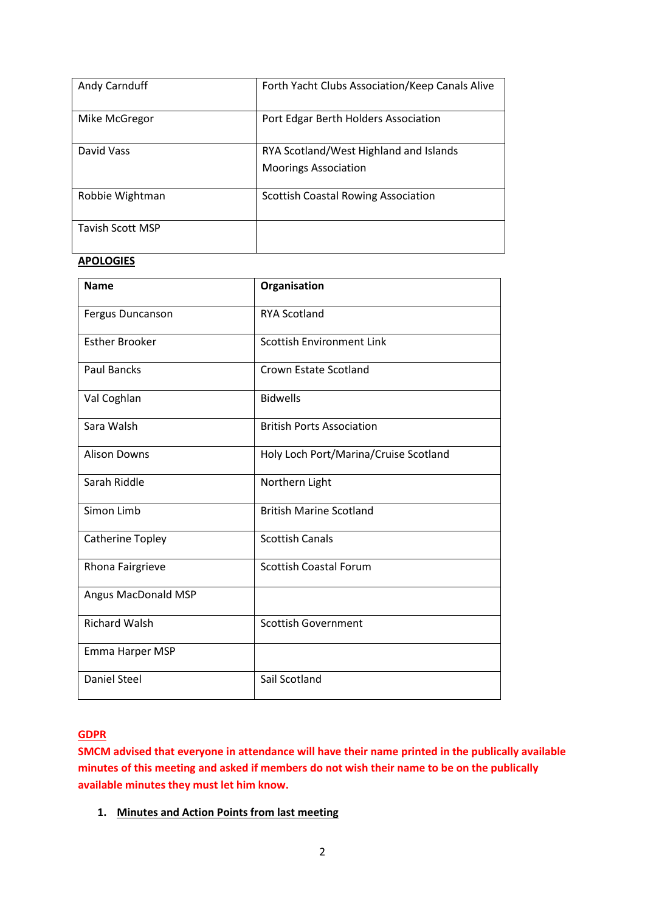| | |
|---|---|
| Andy Carnduff | Forth Yacht Clubs Association/Keep Canals Alive |
| Mike McGregor | Port Edgar Berth Holders Association |
| David Vass | RYA Scotland/West Highland and Islands Moorings Association |
| Robbie Wightman | Scottish Coastal Rowing Association |
| Tavish Scott MSP | |

**APOLOGIES**

| **Name** | **Organisation** |
|---|---|
| Fergus Duncanson | RYA Scotland |
| Esther Brooker | Scottish Environment Link |
| Paul Bancks | Crown Estate Scotland |
| Val Coghlan | Bidwells |
| Sara Walsh | British Ports Association |
| Alison Downs | Holy Loch Port/Marina/Cruise Scotland |
| Sarah Riddle | Northern Light |
| Simon Limb | British Marine Scotland |
| Catherine Topley | Scottish Canals |
| Rhona Fairgrieve | Scottish Coastal Forum |
| Angus MacDonald MSP | |
| Richard Walsh | Scottish Government |
| Emma Harper MSP | |
| Daniel Steel | Sail Scotland |

**GDPR**

**SMCM advised that everyone in attendance will have their name printed in the publically available minutes of this meeting and asked if members do not wish their name to be on the publically available minutes they must let him know.**

1. **Minutes and Action Points from last meeting**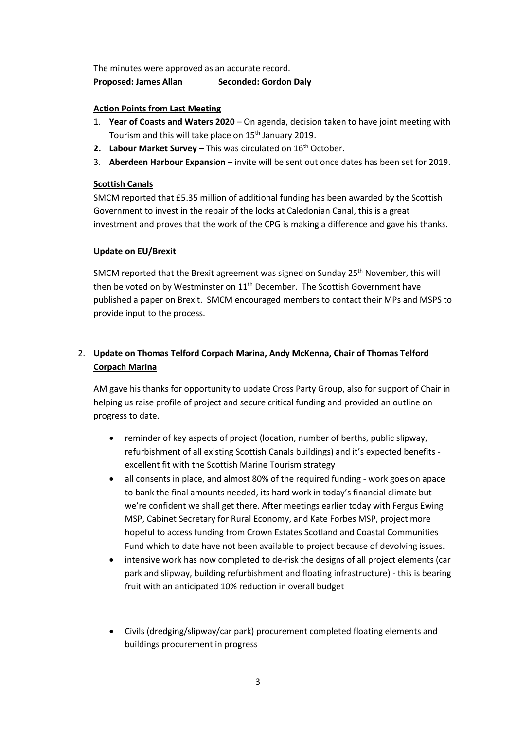The minutes were approved as an accurate record.

**Proposed: James Allan** **Seconded: Gordon Daly**

**Action Points from Last Meeting**

1. **Year of Coasts and Waters 2020** – On agenda, decision taken to have joint meeting with Tourism and this will take place on 15th January 2019.
2. **Labour Market Survey** – This was circulated on 16th October.
3. **Aberdeen Harbour Expansion** – invite will be sent out once dates has been set for 2019.

**Scottish Canals**

SMCM reported that £5.35 million of additional funding has been awarded by the Scottish Government to invest in the repair of the locks at Caledonian Canal, this is a great investment and proves that the work of the CPG is making a difference and gave his thanks.

**Update on EU/Brexit**

SMCM reported that the Brexit agreement was signed on Sunday 25th November, this will then be voted on by Westminster on 11th December. The Scottish Government have published a paper on Brexit. SMCM encouraged members to contact their MPs and MSPS to provide input to the process.

2. **Update on Thomas Telford Corpach Marina, Andy McKenna, Chair of Thomas Telford Corpach Marina**

AM gave his thanks for opportunity to update Cross Party Group, also for support of Chair in helping us raise profile of project and secure critical funding and provided an outline on progress to date.

- reminder of key aspects of project (location, number of berths, public slipway, refurbishment of all existing Scottish Canals buildings) and it's expected benefits - excellent fit with the Scottish Marine Tourism strategy
- all consents in place, and almost 80% of the required funding - work goes on apace to bank the final amounts needed, its hard work in today's financial climate but we're confident we shall get there. After meetings earlier today with Fergus Ewing MSP, Cabinet Secretary for Rural Economy, and Kate Forbes MSP, project more hopeful to access funding from Crown Estates Scotland and Coastal Communities Fund which to date have not been available to project because of devolving issues.
- intensive work has now completed to de-risk the designs of all project elements (car park and slipway, building refurbishment and floating infrastructure) - this is bearing fruit with an anticipated 10% reduction in overall budget
- Civils (dredging/slipway/car park) procurement completed floating elements and buildings procurement in progress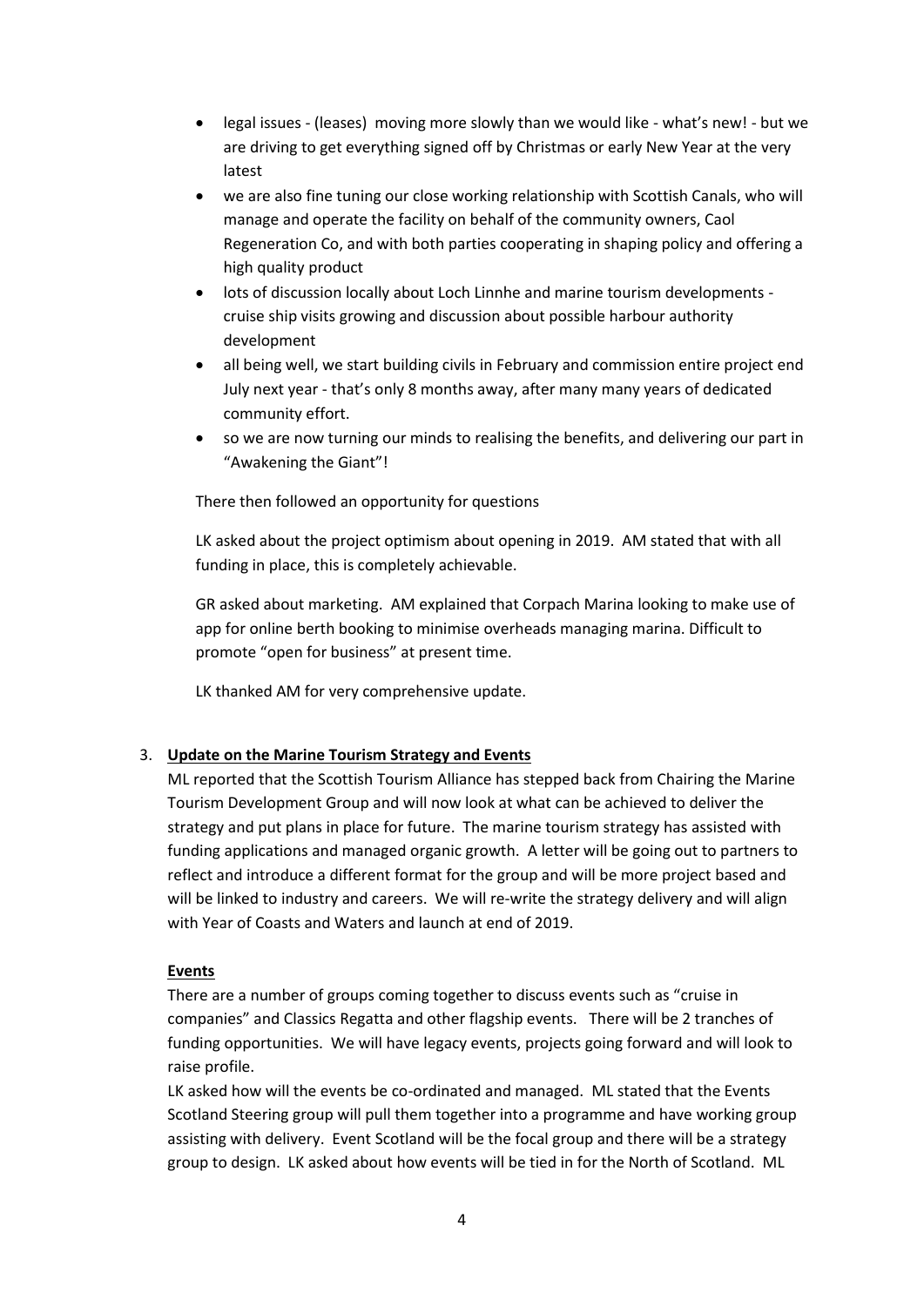- legal issues - (leases) moving more slowly than we would like - what's new! - but we are driving to get everything signed off by Christmas or early New Year at the very latest
- we are also fine tuning our close working relationship with Scottish Canals, who will manage and operate the facility on behalf of the community owners, Caol Regeneration Co, and with both parties cooperating in shaping policy and offering a high quality product
- lots of discussion locally about Loch Linnhe and marine tourism developments - cruise ship visits growing and discussion about possible harbour authority development
- all being well, we start building civils in February and commission entire project end July next year - that's only 8 months away, after many many years of dedicated community effort.
- so we are now turning our minds to realising the benefits, and delivering our part in "Awakening the Giant"!

There then followed an opportunity for questions

LK asked about the project optimism about opening in 2019. AM stated that with all funding in place, this is completely achievable.

GR asked about marketing. AM explained that Corpach Marina looking to make use of app for online berth booking to minimise overheads managing marina. Difficult to promote "open for business" at present time.

LK thanked AM for very comprehensive update.

3. **Update on the Marine Tourism Strategy and Events**

ML reported that the Scottish Tourism Alliance has stepped back from Chairing the Marine Tourism Development Group and will now look at what can be achieved to deliver the strategy and put plans in place for future. The marine tourism strategy has assisted with funding applications and managed organic growth. A letter will be going out to partners to reflect and introduce a different format for the group and will be more project based and will be linked to industry and careers. We will re-write the strategy delivery and will align with Year of Coasts and Waters and launch at end of 2019.

**Events**

There are a number of groups coming together to discuss events such as "cruise in companies" and Classics Regatta and other flagship events. There will be 2 tranches of funding opportunities. We will have legacy events, projects going forward and will look to raise profile.

LK asked how will the events be co-ordinated and managed. ML stated that the Events Scotland Steering group will pull them together into a programme and have working group assisting with delivery. Event Scotland will be the focal group and there will be a strategy group to design. LK asked about how events will be tied in for the North of Scotland. ML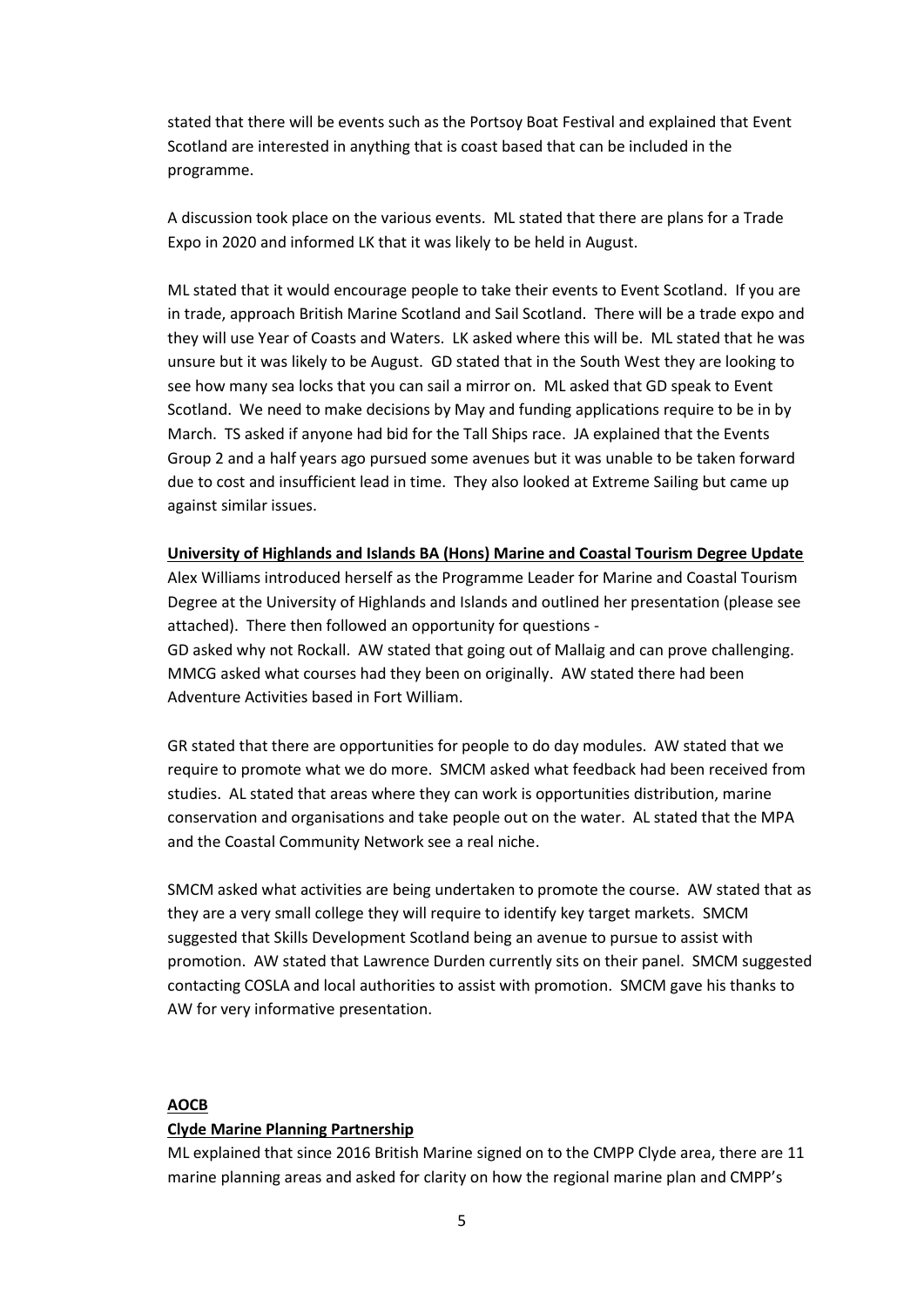stated that there will be events such as the Portsoy Boat Festival and explained that Event Scotland are interested in anything that is coast based that can be included in the programme.

A discussion took place on the various events. ML stated that there are plans for a Trade Expo in 2020 and informed LK that it was likely to be held in August.

ML stated that it would encourage people to take their events to Event Scotland. If you are in trade, approach British Marine Scotland and Sail Scotland. There will be a trade expo and they will use Year of Coasts and Waters. LK asked where this will be. ML stated that he was unsure but it was likely to be August. GD stated that in the South West they are looking to see how many sea locks that you can sail a mirror on. ML asked that GD speak to Event Scotland. We need to make decisions by May and funding applications require to be in by March. TS asked if anyone had bid for the Tall Ships race. JA explained that the Events Group 2 and a half years ago pursued some avenues but it was unable to be taken forward due to cost and insufficient lead in time. They also looked at Extreme Sailing but came up against similar issues.

**University of Highlands and Islands BA (Hons) Marine and Coastal Tourism Degree Update**

Alex Williams introduced herself as the Programme Leader for Marine and Coastal Tourism Degree at the University of Highlands and Islands and outlined her presentation (please see attached). There then followed an opportunity for questions -
GD asked why not Rockall. AW stated that going out of Mallaig and can prove challenging. MMCG asked what courses had they been on originally. AW stated there had been Adventure Activities based in Fort William.

GR stated that there are opportunities for people to do day modules. AW stated that we require to promote what we do more. SMCM asked what feedback had been received from studies. AL stated that areas where they can work is opportunities distribution, marine conservation and organisations and take people out on the water. AL stated that the MPA and the Coastal Community Network see a real niche.

SMCM asked what activities are being undertaken to promote the course. AW stated that as they are a very small college they will require to identify key target markets. SMCM suggested that Skills Development Scotland being an avenue to pursue to assist with promotion. AW stated that Lawrence Durden currently sits on their panel. SMCM suggested contacting COSLA and local authorities to assist with promotion. SMCM gave his thanks to AW for very informative presentation.

**AOCB**

**Clyde Marine Planning Partnership**

ML explained that since 2016 British Marine signed on to the CMPP Clyde area, there are 11 marine planning areas and asked for clarity on how the regional marine plan and CMPP's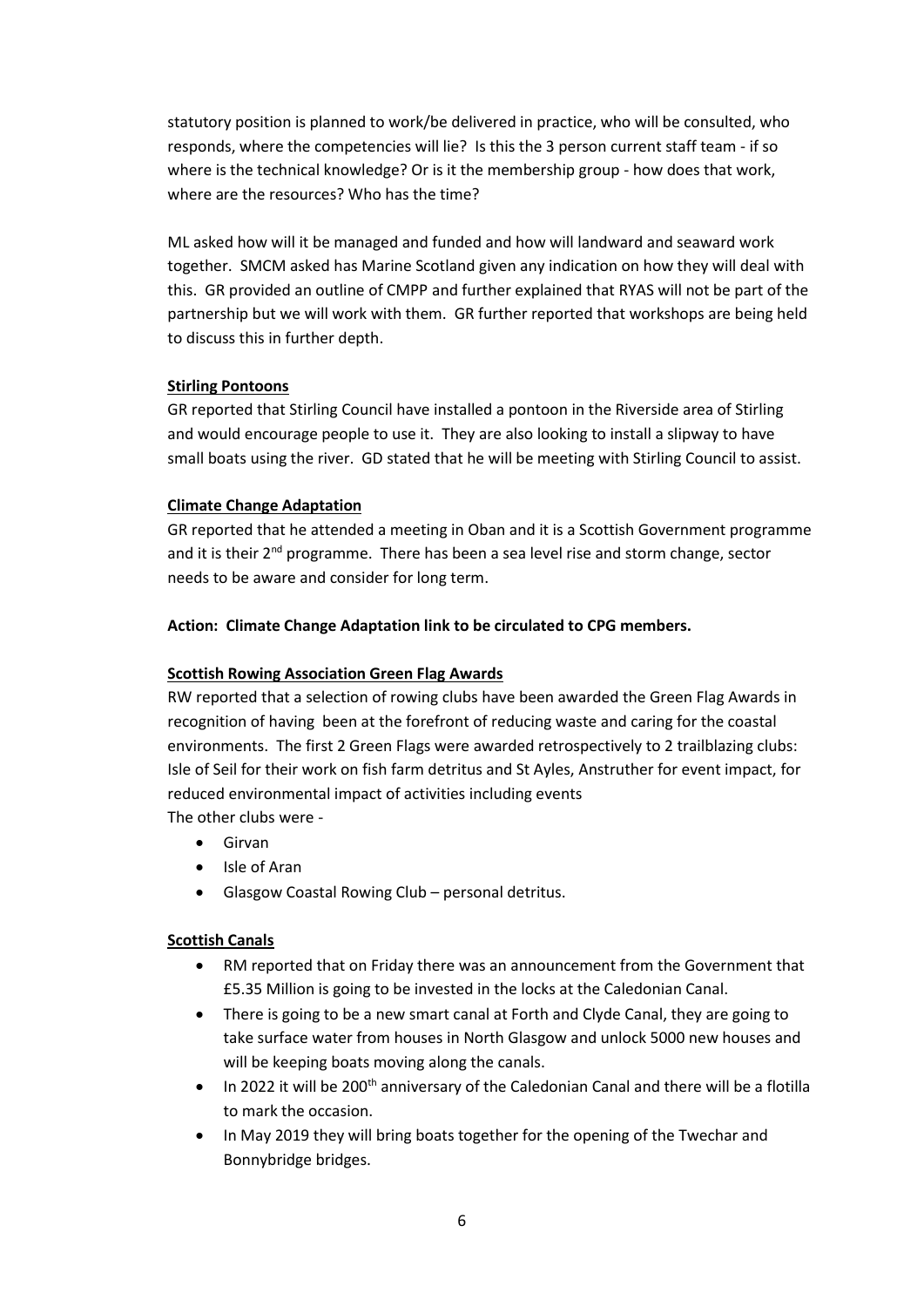statutory position is planned to work/be delivered in practice, who will be consulted, who responds, where the competencies will lie? Is this the 3 person current staff team - if so where is the technical knowledge? Or is it the membership group - how does that work, where are the resources? Who has the time?

ML asked how will it be managed and funded and how will landward and seaward work together. SMCM asked has Marine Scotland given any indication on how they will deal with this. GR provided an outline of CMPP and further explained that RYAS will not be part of the partnership but we will work with them. GR further reported that workshops are being held to discuss this in further depth.

**Stirling Pontoons**

GR reported that Stirling Council have installed a pontoon in the Riverside area of Stirling and would encourage people to use it. They are also looking to install a slipway to have small boats using the river. GD stated that he will be meeting with Stirling Council to assist.

**Climate Change Adaptation**

GR reported that he attended a meeting in Oban and it is a Scottish Government programme and it is their 2nd programme. There has been a sea level rise and storm change, sector needs to be aware and consider for long term.

**Action: Climate Change Adaptation link to be circulated to CPG members.**

**Scottish Rowing Association Green Flag Awards**

RW reported that a selection of rowing clubs have been awarded the Green Flag Awards in recognition of having been at the forefront of reducing waste and caring for the coastal environments. The first 2 Green Flags were awarded retrospectively to 2 trailblazing clubs: Isle of Seil for their work on fish farm detritus and St Ayles, Anstruther for event impact, for reduced environmental impact of activities including events
The other clubs were -

- Girvan
- Isle of Aran
- Glasgow Coastal Rowing Club – personal detritus.

**Scottish Canals**

- RM reported that on Friday there was an announcement from the Government that £5.35 Million is going to be invested in the locks at the Caledonian Canal.
- There is going to be a new smart canal at Forth and Clyde Canal, they are going to take surface water from houses in North Glasgow and unlock 5000 new houses and will be keeping boats moving along the canals.
- In 2022 it will be 200th anniversary of the Caledonian Canal and there will be a flotilla to mark the occasion.
- In May 2019 they will bring boats together for the opening of the Twechar and Bonnybridge bridges.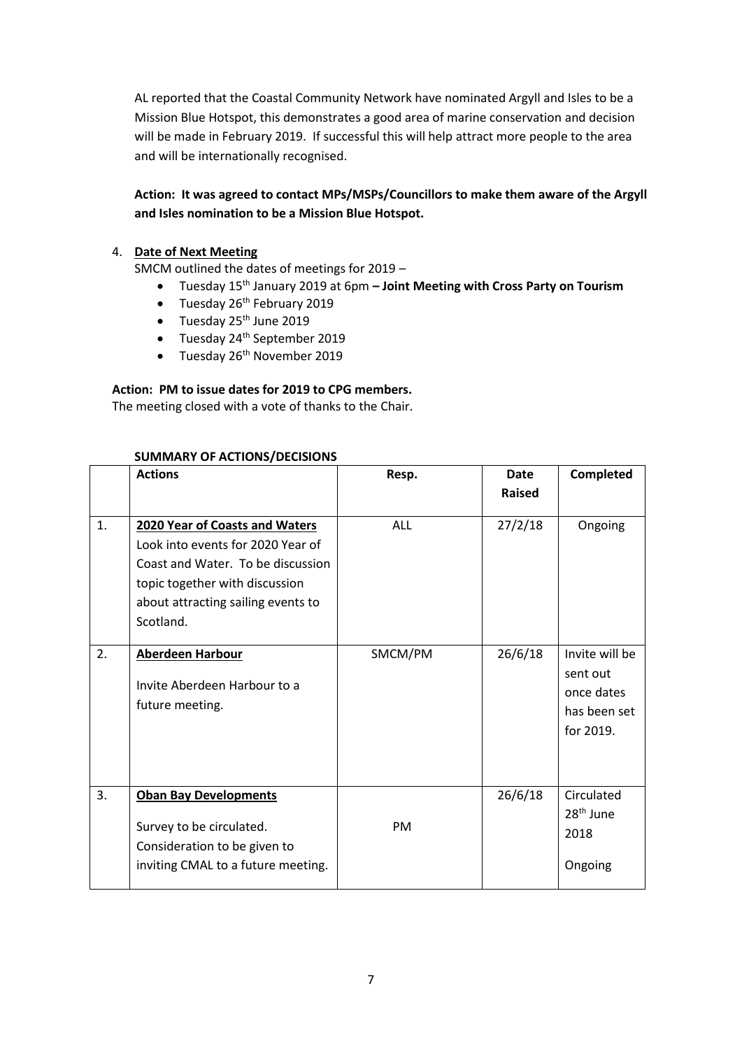AL reported that the Coastal Community Network have nominated Argyll and Isles to be a Mission Blue Hotspot, this demonstrates a good area of marine conservation and decision will be made in February 2019. If successful this will help attract more people to the area and will be internationally recognised.

**Action: It was agreed to contact MPs/MSPs/Councillors to make them aware of the Argyll and Isles nomination to be a Mission Blue Hotspot.**

4. **Date of Next Meeting**

SMCM outlined the dates of meetings for 2019 –

- Tuesday 15th January 2019 at 6pm **– Joint Meeting with Cross Party on Tourism**
- Tuesday 26th February 2019
- Tuesday 25th June 2019
- Tuesday 24th September 2019
- Tuesday 26th November 2019

**Action: PM to issue dates for 2019 to CPG members.**

The meeting closed with a vote of thanks to the Chair.

**SUMMARY OF ACTIONS/DECISIONS**

| | Actions | Resp. | Date Raised | Completed |
|---|---|---|---|---|
| 1. | **2020 Year of Coasts and Waters** Look into events for 2020 Year of Coast and Water. To be discussion topic together with discussion about attracting sailing events to Scotland. | ALL | 27/2/18 | Ongoing |
| 2. | **Aberdeen Harbour** Invite Aberdeen Harbour to a future meeting. | SMCM/PM | 26/6/18 | Invite will be sent out once dates has been set for 2019. |
| 3. | **Oban Bay Developments** Survey to be circulated. Consideration to be given to inviting CMAL to a future meeting. | PM | 26/6/18 | Circulated 28th June 2018 Ongoing |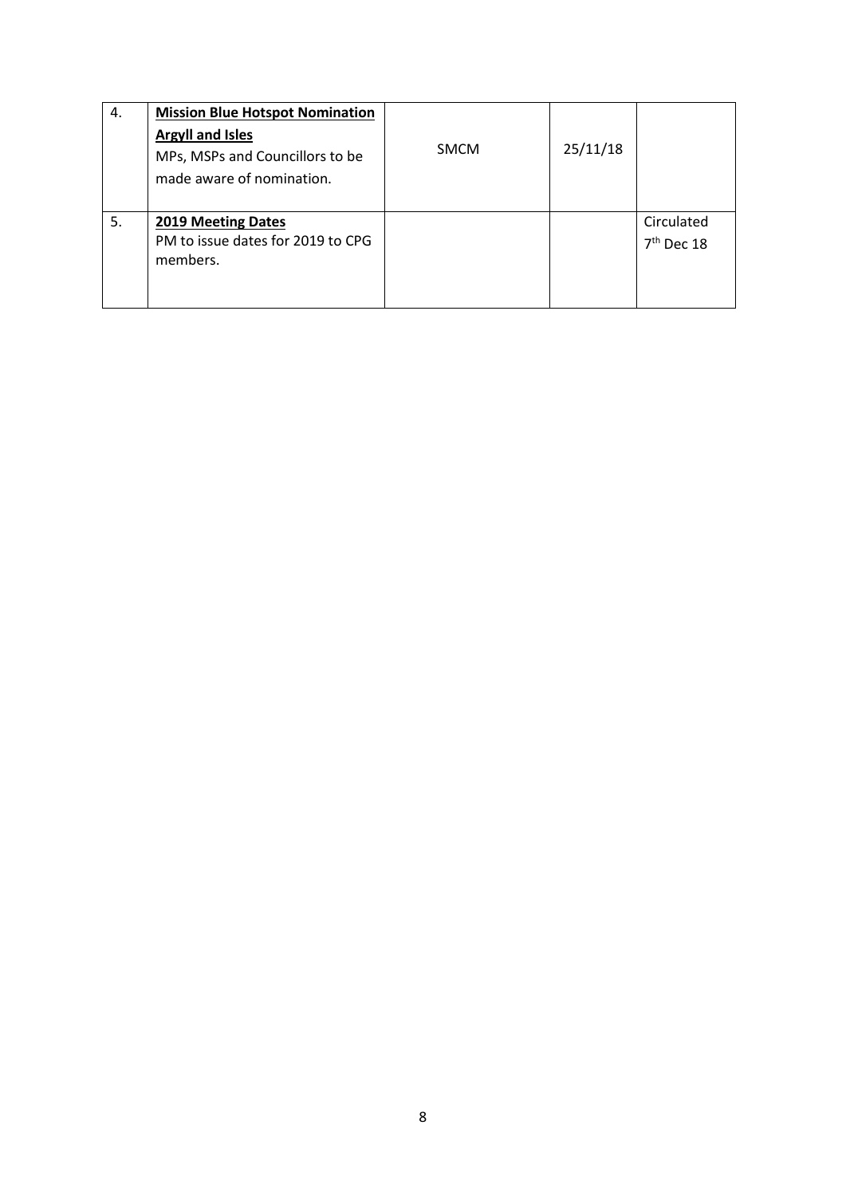| | | | | |
|---|---|---|---|---|
| 4. | **Mission Blue Hotspot Nomination Argyll and Isles** MPs, MSPs and Councillors to be made aware of nomination. | SMCM | 25/11/18 | |
| 5. | **2019 Meeting Dates** PM to issue dates for 2019 to CPG members. | | | Circulated 7th Dec 18 |